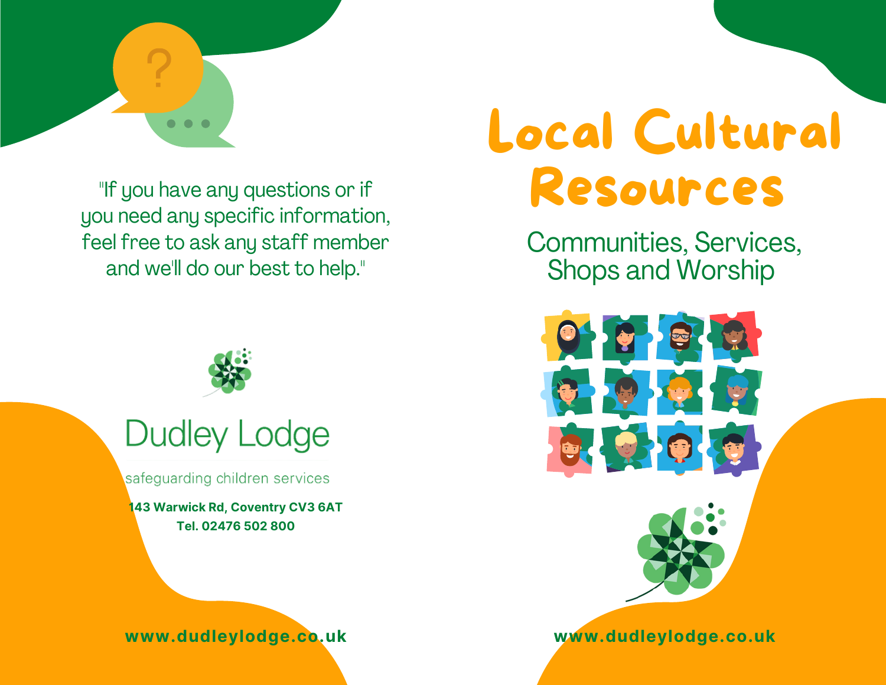"If you have any questions or if you need any specific information, feel free to ask any staff member and we'll do our best to help."

Dudley Lodge

safeguarding children services

**143 Warwick Rd, Coventry CV3 6AT**
**Tel. 02476 502 800**

**www.dudleylodge.co.uk**

# Local Cultural Resources

## Communities, Services, Shops and Worship

**www.dudleylodge.co.uk**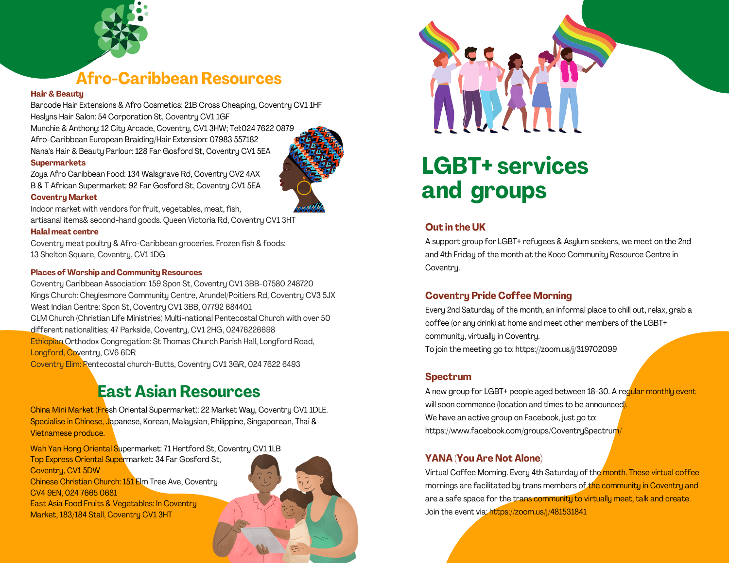# Afro-Caribbean Resources

### Hair & Beauty

Barcode Hair Extensions & Afro Cosmetics: 21B Cross Cheaping, Coventry CV1 1HF
Heslyns Hair Salon: 54 Corporation St, Coventry CV1 1GF
Munchie & Anthony: 12 City Arcade, Coventry, CV1 3HW; Tel:024 7622 0879
Afro-Caribbean European Braiding/Hair Extension: 07983 557182
Nana's Hair & Beauty Parlour: 128 Far Gosford St, Coventry CV1 5EA

### Supermarkets

Zoya Afro Caribbean Food: 134 Walsgrave Rd, Coventry CV2 4AX
B & T African Supermarket: 92 Far Gosford St, Coventry CV1 5EA

### Coventry Market

Indoor market with vendors for fruit, vegetables, meat, fish, artisanal items& second-hand goods. Queen Victoria Rd, Coventry CV1 3HT

### Halal meat centre

Coventry meat poultry & Afro-Caribbean groceries. Frozen fish & foods: 13 Shelton Square, Coventry, CV1 1DG

### Places of Worship and Community Resources

Coventry Caribbean Association: 159 Spon St, Coventry CV1 3BB-07580 248720
Kings Church: Cheylesmore Community Centre, Arundel/Poitiers Rd, Coventry CV3 5JX
West Indian Centre: Spon St, Coventry CV1 3BB, 07792 684401
CLM Church (Christian Life Ministries) Multi-national Pentecostal Church with over 50 different nationalities: 47 Parkside, Coventry, CV1 2HG, 02476226698
Ethiopian Orthodox Congregation: St Thomas Church Parish Hall, Longford Road, Longford, Coventry, CV6 6DR
Coventry Elim: Pentecostal church-Butts, Coventry CV1 3GR, 024 7622 6493

# East Asian Resources

China Mini Market (Fresh Oriental Supermarket): 22 Market Way, Coventry CV1 1DLE. Specialise in Chinese, Japanese, Korean, Malaysian, Philippine, Singaporean, Thai & Vietnamese produce.

Wah Yan Hong Oriental Supermarket: 71 Hertford St, Coventry CV1 1LB
Top Express Oriental Supermarket: 34 Far Gosford St, Coventry, CV1 5DW
Chinese Christian Church: 151 Elm Tree Ave, Coventry CV4 9EN, 024 7665 0681
East Asia Food Fruits & Vegetables: In Coventry Market, 183/184 Stall, Coventry CV1 3HT

# LGBT+ services and groups

### Out in the UK

A support group for LGBT+ refugees & Asylum seekers, we meet on the 2nd and 4th Friday of the month at the Koco Community Resource Centre in Coventry.

### Coventry Pride Coffee Morning

Every 2nd Saturday of the month, an informal place to chill out, relax, grab a coffee (or any drink) at home and meet other members of the LGBT+ community, virtually in Coventry.
To join the meeting go to: https://zoom.us/j/319702099

### Spectrum

A new group for LGBT+ people aged between 18-30. A regular monthly event will soon commence (location and times to be announced).
We have an active group on Facebook, just go to: https://www.facebook.com/groups/CoventrySpectrum/

### YANA (You Are Not Alone)

Virtual Coffee Morning. Every 4th Saturday of the month. These virtual coffee mornings are facilitated by trans members of the community in Coventry and are a safe space for the trans community to virtually meet, talk and create. Join the event via: https://zoom.us/j/481531841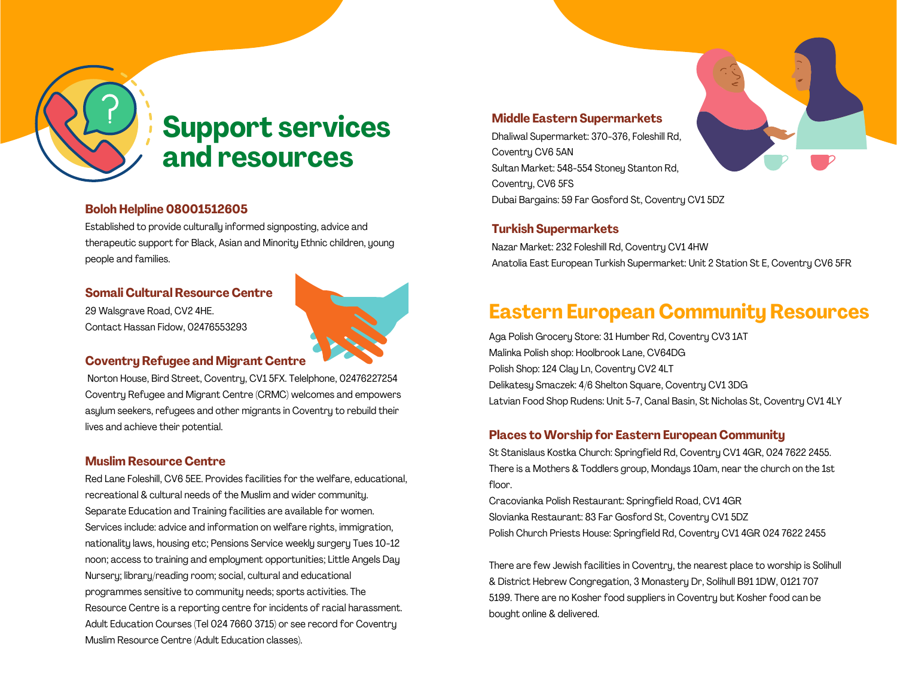# Support services and resources

### Boloh Helpline 08001512605

Established to provide culturally informed signposting, advice and therapeutic support for Black, Asian and Minority Ethnic children, young people and families.

### Somali Cultural Resource Centre

29 Walsgrave Road, CV2 4HE.
Contact Hassan Fidow, 02476553293

### Coventry Refugee and Migrant Centre

Norton House, Bird Street, Coventry, CV1 5FX. Telephone, 02476227254
Coventry Refugee and Migrant Centre (CRMC) welcomes and empowers asylum seekers, refugees and other migrants in Coventry to rebuild their lives and achieve their potential.

### Muslim Resource Centre

Red Lane Foleshill, CV6 5EE. Provides facilities for the welfare, educational, recreational & cultural needs of the Muslim and wider community. Separate Education and Training facilities are available for women. Services include: advice and information on welfare rights, immigration, nationality laws, housing etc; Pensions Service weekly surgery Tues 10-12 noon; access to training and employment opportunities; Little Angels Day Nursery; library/reading room; social, cultural and educational programmes sensitive to community needs; sports activities. The Resource Centre is a reporting centre for incidents of racial harassment. Adult Education Courses (Tel 024 7660 3715) or see record for Coventry Muslim Resource Centre (Adult Education classes).

### Middle Eastern Supermarkets

Dhaliwal Supermarket: 370-376, Foleshill Rd, Coventry CV6 5AN
Sultan Market: 548-554 Stoney Stanton Rd, Coventry, CV6 5FS
Dubai Bargains: 59 Far Gosford St, Coventry CV1 5DZ

### Turkish Supermarkets

Nazar Market: 232 Foleshill Rd, Coventry CV1 4HW
Anatolia East European Turkish Supermarket: Unit 2 Station St E, Coventry CV6 5FR

## Eastern European Community Resources

Aga Polish Grocery Store: 31 Humber Rd, Coventry CV3 1AT
Malinka Polish shop: Hoolbrook Lane, CV64DG
Polish Shop: 124 Clay Ln, Coventry CV2 4LT
Delikatesy Smaczek: 4/6 Shelton Square, Coventry CV1 3DG
Latvian Food Shop Rudens: Unit 5-7, Canal Basin, St Nicholas St, Coventry CV1 4LY

### Places to Worship for Eastern European Community

St Stanislaus Kostka Church: Springfield Rd, Coventry CV1 4GR, 024 7622 2455. There is a Mothers & Toddlers group, Mondays 10am, near the church on the 1st floor.
Cracovianka Polish Restaurant: Springfield Road, CV1 4GR
Slovianka Restaurant: 83 Far Gosford St, Coventry CV1 5DZ
Polish Church Priests House: Springfield Rd, Coventry CV1 4GR 024 7622 2455

There are few Jewish facilities in Coventry, the nearest place to worship is Solihull & District Hebrew Congregation, 3 Monastery Dr, Solihull B91 1DW, 0121 707 5199. There are no Kosher food suppliers in Coventry but Kosher food can be bought online & delivered.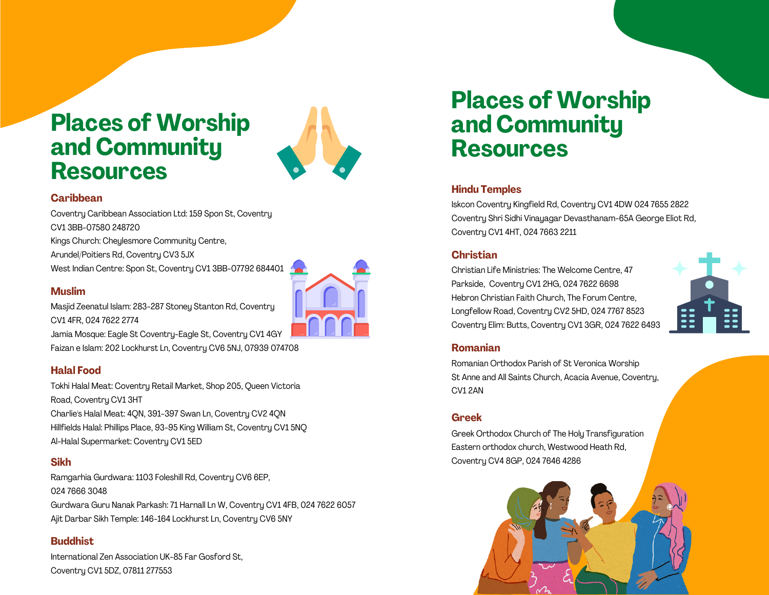# Places of Worship and Community Resources

## Caribbean

Coventry Caribbean Association Ltd: 159 Spon St, Coventry CV1 3BB-07580 248720
Kings Church: Cheylesmore Community Centre, Arundel/Poitiers Rd, Coventry CV3 5JX
West Indian Centre: Spon St, Coventry CV1 3BB-07792 684401

## Muslim

Masjid Zeenatul Islam: 283-287 Stoney Stanton Rd, Coventry CV1 4FR, 024 7622 2774
Jamia Mosque: Eagle St Coventry-Eagle St, Coventry CV1 4GY
Faizan e Islam: 202 Lockhurst Ln, Coventry CV6 5NJ, 07939 074708

## Halal Food

Tokhi Halal Meat: Coventry Retail Market, Shop 205, Queen Victoria Road, Coventry CV1 3HT
Charlie's Halal Meat: 4QN, 391-397 Swan Ln, Coventry CV2 4QN
Hillfields Halal: Phillips Place, 93-95 King William St, Coventry CV1 5NQ
Al-Halal Supermarket: Coventry CV1 5ED

## Sikh

Ramgarhia Gurdwara: 1103 Foleshill Rd, Coventry CV6 6EP, 024 7666 3048
Gurdwara Guru Nanak Parkash: 71 Harnall Ln W, Coventry CV1 4FB, 024 7622 6057
Ajit Darbar Sikh Temple: 146-164 Lockhurst Ln, Coventry CV6 5NY

## Buddhist

International Zen Association UK-85 Far Gosford St, Coventry CV1 5DZ, 07811 277553

# Places of Worship and Community Resources

## Hindu Temples

Iskcon Coventry Kingfield Rd, Coventry CV1 4DW 024 7655 2822
Coventry Shri Sidhi Vinayagar Devasthanam-65A George Eliot Rd, Coventry CV1 4HT, 024 7663 2211

## Christian

Christian Life Ministries: The Welcome Centre, 47 Parkside, Coventry CV1 2HG, 024 7622 6698
Hebron Christian Faith Church, The Forum Centre, Longfellow Road, Coventry CV2 5HD, 024 7767 8523
Coventry Elim: Butts, Coventry CV1 3GR, 024 7622 6493

## Romanian

Romanian Orthodox Parish of St Veronica Worship
St Anne and All Saints Church, Acacia Avenue, Coventry, CV1 2AN

## Greek

Greek Orthodox Church of The Holy Transfiguration
Eastern orthodox church, Westwood Heath Rd, Coventry CV4 8GP, 024 7646 4286